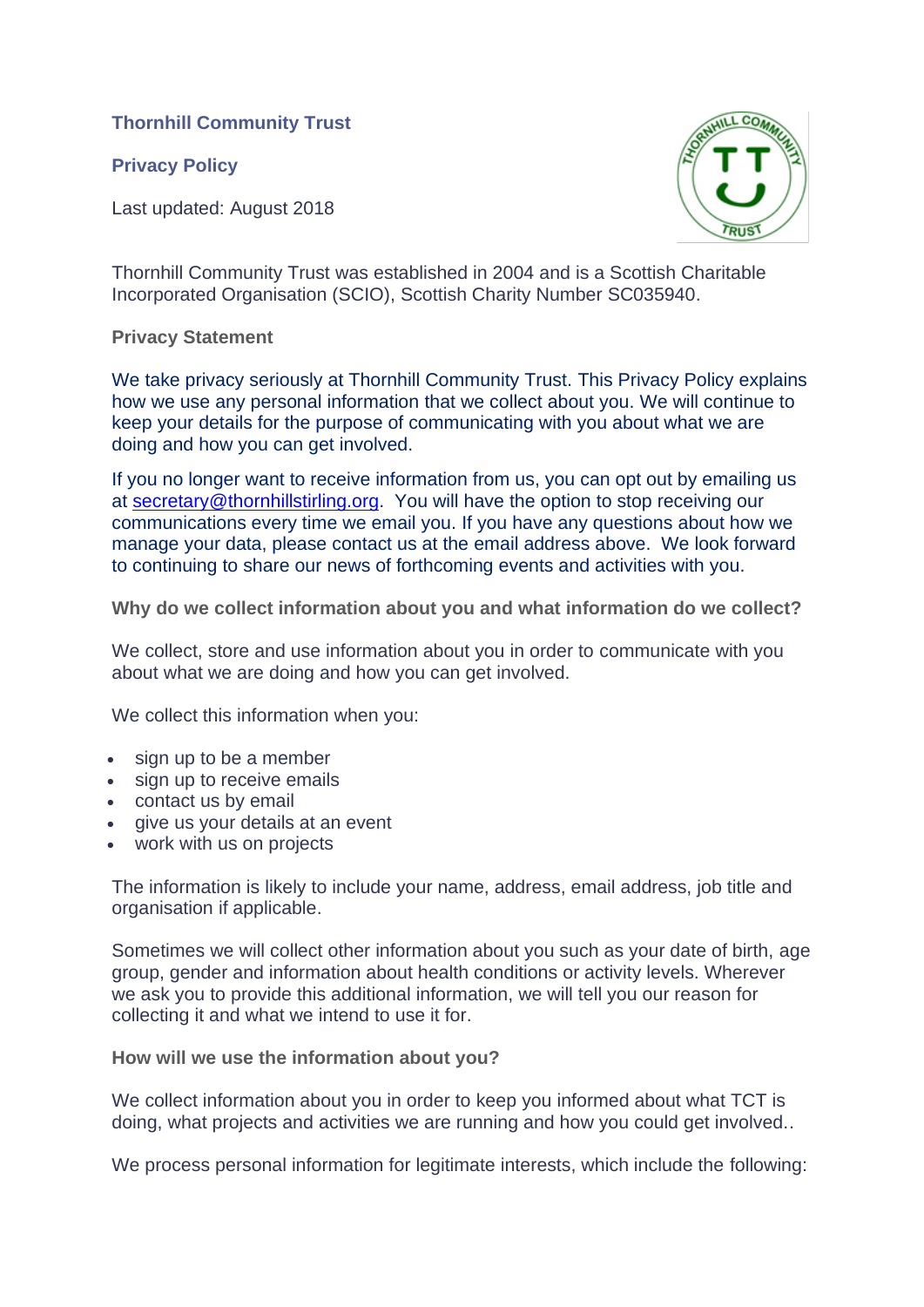## Thornhill Community Trust

### Privacy Policy

Last updated: August 2018

Thornhill Community Trust was established in 2004 and is a Scottish Charitable Incorporated Organisation (SCIO), Scottish Charity Number SC035940.

**Privacy Statement**

We take privacy seriously at Thornhill Community Trust. This Privacy Policy explains how we use any personal information that we collect about you. We will continue to keep your details for the purpose of communicating with you about what we are doing and how you can get involved.

If you no longer want to receive information from us, you can opt out by emailing us at secretary@thornhillstirling.org. You will have the option to stop receiving our communications every time we email you. If you have any questions about how we manage your data, please contact us at the email address above. We look forward to continuing to share our news of forthcoming events and activities with you.

**Why do we collect information about you and what information do we collect?**

We collect, store and use information about you in order to communicate with you about what we are doing and how you can get involved.

We collect this information when you:

- sign up to be a member
- sign up to receive emails
- contact us by email
- give us your details at an event
- work with us on projects

The information is likely to include your name, address, email address, job title and organisation if applicable.

Sometimes we will collect other information about you such as your date of birth, age group, gender and information about health conditions or activity levels. Wherever we ask you to provide this additional information, we will tell you our reason for collecting it and what we intend to use it for.

**How will we use the information about you?**

We collect information about you in order to keep you informed about what TCT is doing, what projects and activities we are running and how you could get involved..

We process personal information for legitimate interests, which include the following: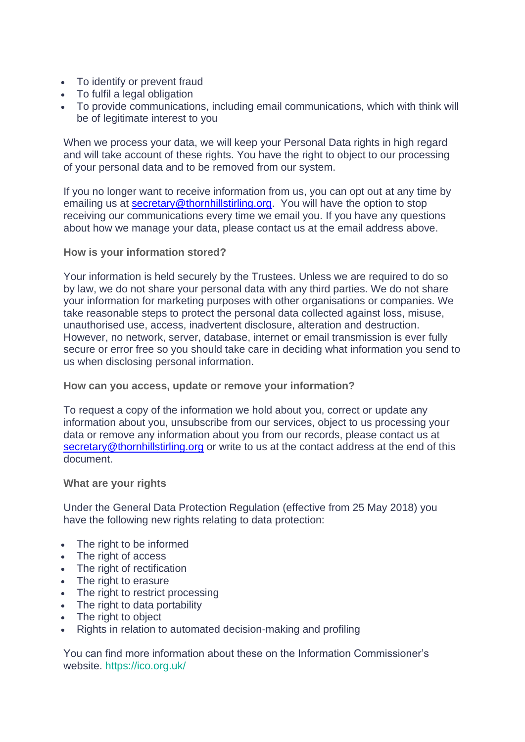- To identify or prevent fraud
- To fulfil a legal obligation
- To provide communications, including email communications, which with think will be of legitimate interest to you

When we process your data, we will keep your Personal Data rights in high regard and will take account of these rights. You have the right to object to our processing of your personal data and to be removed from our system.

If you no longer want to receive information from us, you can opt out at any time by emailing us at secretary@thornhillstirling.org. You will have the option to stop receiving our communications every time we email you. If you have any questions about how we manage your data, please contact us at the email address above.

**How is your information stored?**

Your information is held securely by the Trustees. Unless we are required to do so by law, we do not share your personal data with any third parties. We do not share your information for marketing purposes with other organisations or companies. We take reasonable steps to protect the personal data collected against loss, misuse, unauthorised use, access, inadvertent disclosure, alteration and destruction. However, no network, server, database, internet or email transmission is ever fully secure or error free so you should take care in deciding what information you send to us when disclosing personal information.

**How can you access, update or remove your information?**

To request a copy of the information we hold about you, correct or update any information about you, unsubscribe from our services, object to us processing your data or remove any information about you from our records, please contact us at secretary@thornhillstirling.org or write to us at the contact address at the end of this document.

**What are your rights**

Under the General Data Protection Regulation (effective from 25 May 2018) you have the following new rights relating to data protection:

- The right to be informed
- The right of access
- The right of rectification
- The right to erasure
- The right to restrict processing
- The right to data portability
- The right to object
- Rights in relation to automated decision-making and profiling

You can find more information about these on the Information Commissioner's website. https://ico.org.uk/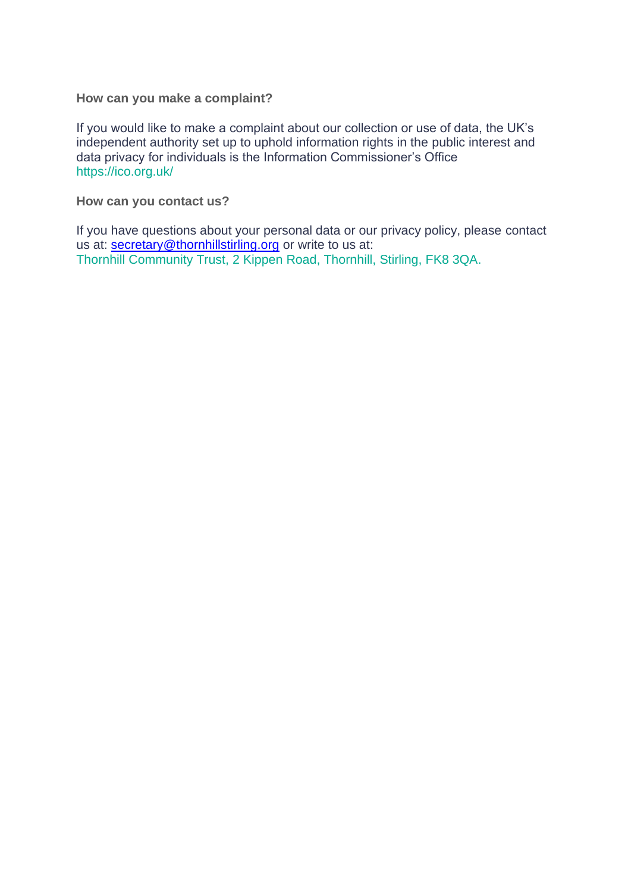**How can you make a complaint?**

If you would like to make a complaint about our collection or use of data, the UK's independent authority set up to uphold information rights in the public interest and data privacy for individuals is the Information Commissioner's Office https://ico.org.uk/

**How can you contact us?**

If you have questions about your personal data or our privacy policy, please contact us at: secretary@thornhillstirling.org or write to us at:
Thornhill Community Trust, 2 Kippen Road, Thornhill, Stirling, FK8 3QA.